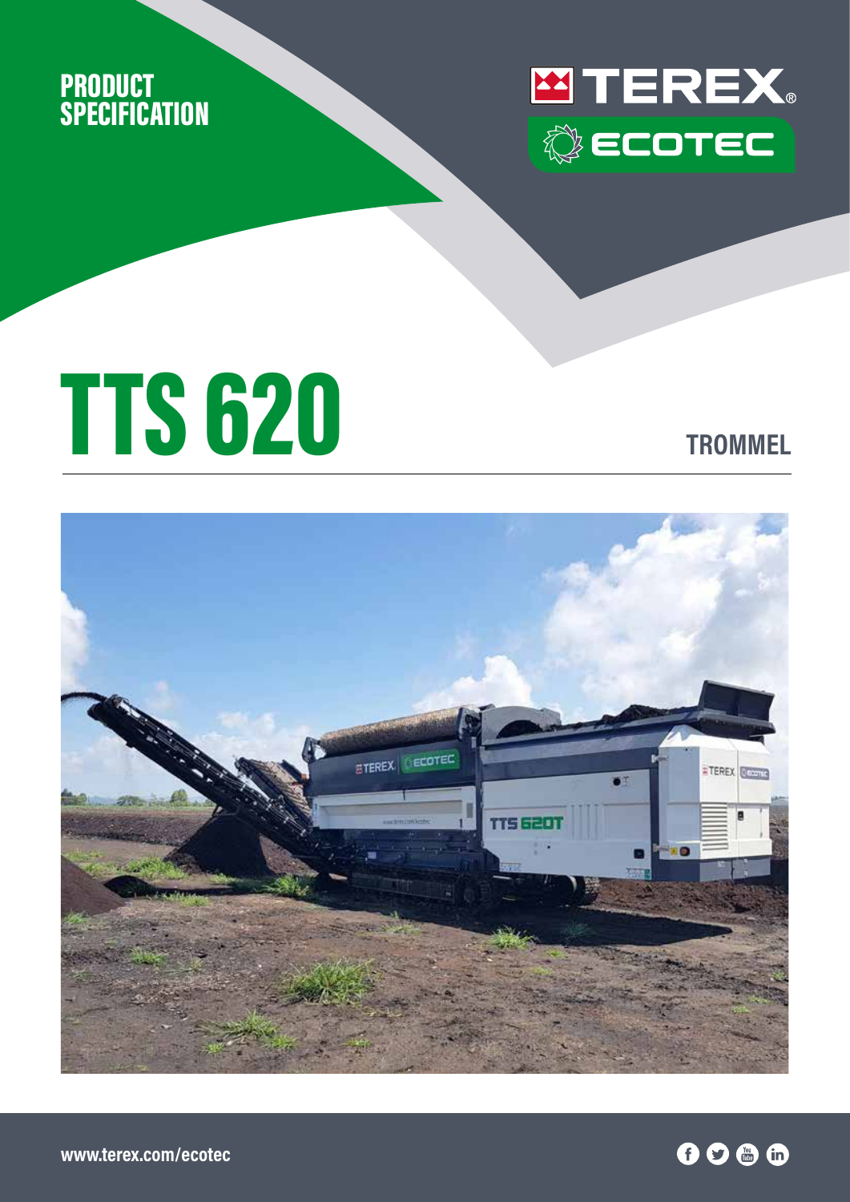PRODUCT SPECIFICATION

TEREX® ECOTEC

# TTS 620

TROMMEL

www.terex.com/ecotec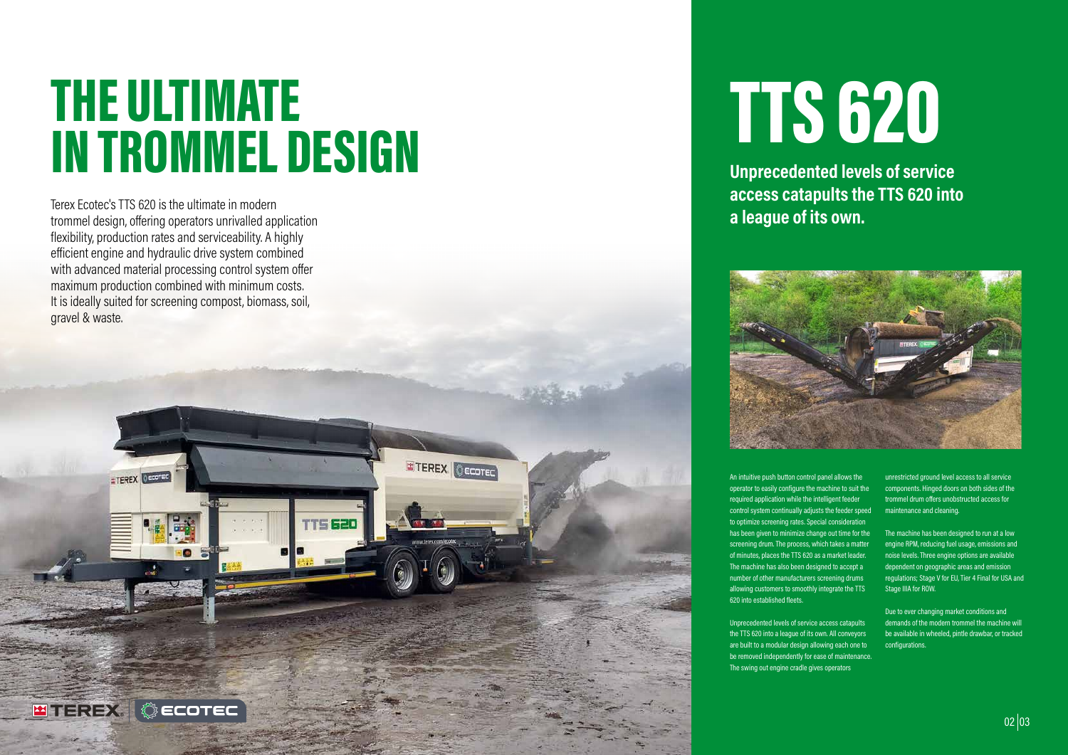# THE ULTIMATE IN TROMMEL DESIGN

Terex Ecotec's TTS 620 is the ultimate in modern trommel design, offering operators unrivalled application flexibility, production rates and serviceability. A highly efficient engine and hydraulic drive system combined with advanced material processing control system offer maximum production combined with minimum costs. It is ideally suited for screening compost, biomass, soil, gravel & waste.

# TTS 620

**Unprecedented levels of service access catapults the TTS 620 into a league of its own.**

An intuitive push button control panel allows the operator to easily configure the machine to suit the required application while the intelligent feeder control system continually adjusts the feeder speed to optimize screening rates. Special consideration has been given to minimize change out time for the screening drum. The process, which takes a matter of minutes, places the TTS 620 as a market leader. The machine has also been designed to accept a number of other manufacturers screening drums allowing customers to smoothly integrate the TTS 620 into established fleets.

Unprecedented levels of service access catapults the TTS 620 into a league of its own. All conveyors are built to a modular design allowing each one to be removed independently for ease of maintenance. The swing out engine cradle gives operators unrestricted ground level access to all service components. Hinged doors on both sides of the trommel drum offers unobstructed access for maintenance and cleaning.

The machine has been designed to run at a low engine RPM, reducing fuel usage, emissions and noise levels. Three engine options are available dependent on geographic areas and emission regulations; Stage V for EU, Tier 4 Final for USA and Stage IIIA for ROW.

Due to ever changing market conditions and demands of the modern trommel the machine will be available in wheeled, pintle drawbar, or tracked configurations.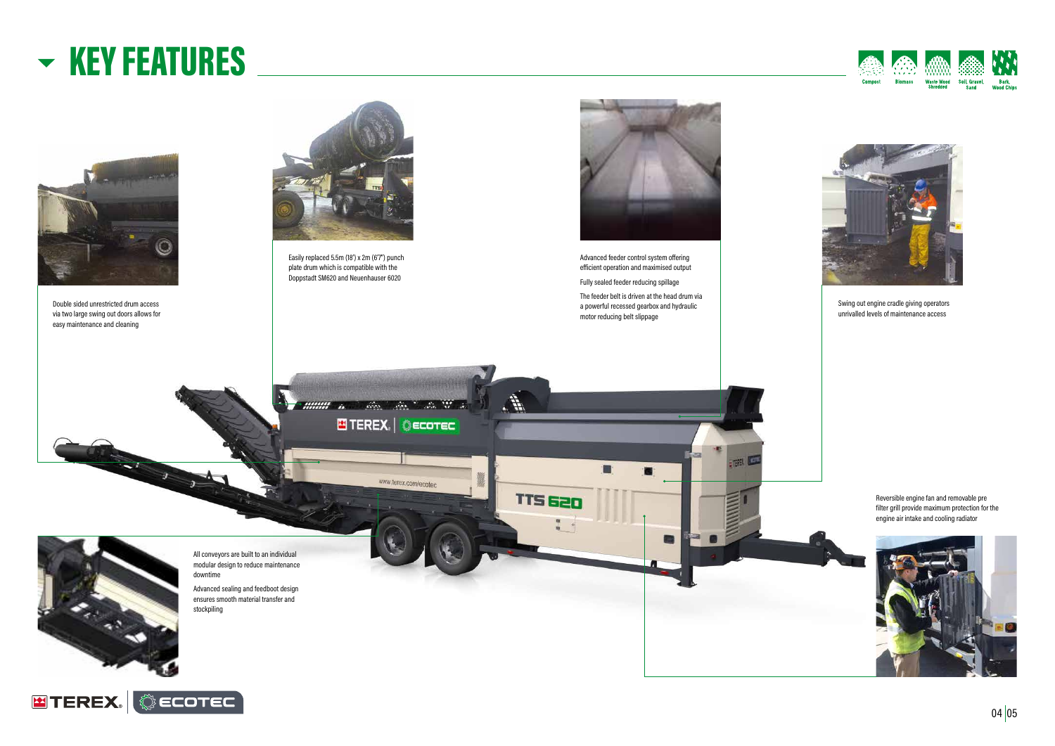# KEY FEATURES

Compost · Biomass · Waste Wood Shredded · Soil, Gravel, Sand · Bark, Wood Chips

Double sided unrestricted drum access via two large swing out doors allows for easy maintenance and cleaning

Easily replaced 5.5m (18') x 2m (6'7") punch plate drum which is compatible with the Doppstadt SM620 and Neuenhauser 6020

Advanced feeder control system offering efficient operation and maximised output

Fully sealed feeder reducing spillage

The feeder belt is driven at the head drum via a powerful recessed gearbox and hydraulic motor reducing belt slippage

Swing out engine cradle giving operators unrivalled levels of maintenance access

Reversible engine fan and removable pre filter grill provide maximum protection for the engine air intake and cooling radiator

All conveyors are built to an individual modular design to reduce maintenance downtime

Advanced sealing and feedboot design ensures smooth material transfer and stockpiling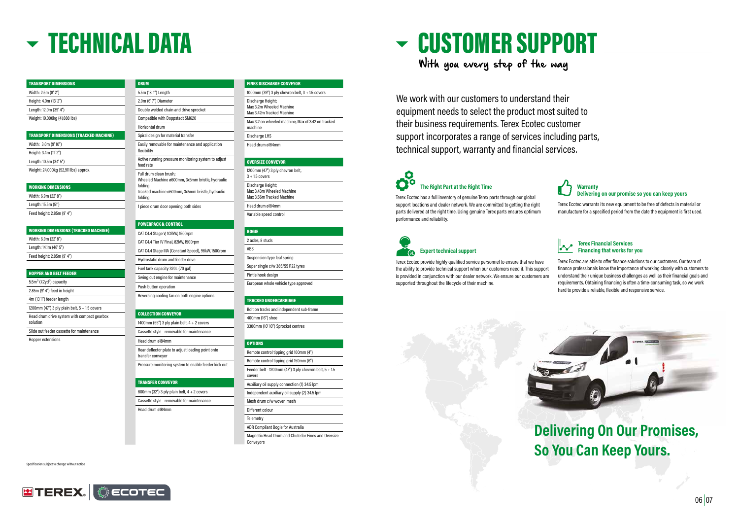# TECHNICAL DATA

### TRANSPORT DIMENSIONS

- Width: 2.5m (8' 2")
- Height: 4.0m (13' 2")
- Length: 12.0m (39' 4")
- Weight: 19,000kg (41,888 lbs)

### TRANSPORT DIMENSIONS (TRACKED MACHINE)

- Width: 3.0m (9' 10")
- Height: 3.4m (11' 2")
- Length: 10.5m (34' 5")
- Weight: 24,000kg (52,911 lbs) approx.

### WORKING DIMENSIONS

- Width: 6.9m (22' 8")
- Length: 15.5m (51')
- Feed height: 2.85m (9' 4")

### WORKING DIMENSIONS (TRACKED MACHINE)

- Width: 6.9m (22' 8")
- Length: 14.1m (46' 5")
- Feed height: 2.85m (9' 4")

### HOPPER AND BELT FEEDER

- 5.5m³ (7.2yd³) capacity
- 2.85m (9' 4") feed in height
- 4m (13' 1") feeder length
- 1200mm (47") 3 ply plain belt, 5 + 1.5 covers
- Head drum drive system with compact gearbox solution
- Slide out feeder cassette for maintenance
- Hopper extensions

### DRUM

- 5.5m (18' 1") Length
- 2.0m (6' 7") Diameter
- Double welded chain and drive sprocket
- Compatible with Doppstadt SM620
- Horizontal drum
- Spiral design for material transfer
- Easily removable for maintenance and application flexibility
- Active running pressure monitoring system to adjust feed rate
- Full drum clean brush; Wheeled Machine ø600mm, 3x5mm bristle, hydraulic folding; Tracked machine ø500mm, 3x5mm bristle, hydraulic folding
- 1 piece drum door opening both sides

### POWERPACK & CONTROL

- CAT C4.4 Stage V, 102kW, 1500rpm
- CAT C4.4 Tier IV Final, 82kW, 1500rpm
- CAT C4.4 Stage IIIA (Constant Speed), 98kW, 1500rpm
- Hydrostatic drum and feeder drive
- Fuel tank capacity 320L (70 gal)
- Swing out engine for maintenance
- Push button operation
- Reversing cooling fan on both engine options

### COLLECTION CONVEYOR

- 1400mm (55") 3 ply plain belt, 4 + 2 covers
- Cassette style - removable for maintenance
- Head drum ø184mm
- Rear deflector plate to adjust loading point onto transfer conveyor
- Pressure monitoring system to enable feeder kick out

### TRANSFER CONVEYOR

- 800mm (32") 3 ply plain belt, 4 + 2 covers
- Cassette style - removable for maintenance
- Head drum ø184mm

### FINES DISCHARGE CONVEYOR

- 1000mm (39") 3 ply chevron belt, 3 + 1.5 covers
- Discharge Height; Max 3.2m Wheeled Machine; Max 3.42m Tracked Machine
- Max 3.2 on wheeled machine, Max of 3.42 on tracked machine
- Discharge LHS
- Head drum ø184mm

### OVERSIZE CONVEYOR

- 1200mm (47") 3 ply chevron belt, 3 + 1.5 covers
- Discharge Height; Max 3.43m Wheeled Machine; Max 3.56m Tracked Machine
- Head drum ø184mm
- Variable speed control

### BOGIE

- 2 axles, 8 studs
- ABS
- Suspension type leaf spring
- Super single c/w 385/55 R22 tyres
- Pintle hook design
- European whole vehicle type approved

### TRACKED UNDERCARRIAGE

- Bolt on tracks and independent sub-frame
- 400mm (16") shoe
- 3300mm (10' 10") Sprocket centres

### OPTIONS

- Remote control tipping grid 100mm (4")
- Remote control tipping grid 150mm (6")
- Feeder belt - 1200mm (47") 3 ply chevron belt, 5 + 1.5 covers
- Auxiliary oil supply connection (1) 34.5 lpm
- Independent auxiliary oil supply (2) 34.5 lpm
- Mesh drum c/w woven mesh
- Different colour
- Telemetry
- ADR Compliant Bogie for Australia
- Magnetic Head Drum and Chute for Fines and Oversize Conveyors

Specification subject to change without notice

# CUSTOMER SUPPORT

## With you every step of the way

We work with our customers to understand their equipment needs to select the product most suited to their business requirements. Terex Ecotec customer support incorporates a range of services including parts, technical support, warranty and financial services.

### The Right Part at the Right Time

Terex Ecotec has a full inventory of genuine Terex parts through our global support locations and dealer network. We are committed to getting the right parts delivered at the right time. Using genuine Terex parts ensures optimum performance and reliability.

### Expert technical support

Terex Ecotec provide highly qualified service personnel to ensure that we have the ability to provide technical support when our customers need it. This support is provided in conjunction with our dealer network. We ensure our customers are supported throughout the lifecycle of their machine.

### Warranty
**Delivering on our promise so you can keep yours**

Terex Ecotec warrants its new equipment to be free of defects in material or manufacture for a specified period from the date the equipment is first used.

### Terex Financial Services
**Financing that works for you**

Terex Ecotec are able to offer finance solutions to our customers. Our team of finance professionals know the importance of working closely with customers to understand their unique business challenges as well as their financial goals and requirements. Obtaining financing is often a time-consuming task, so we work hard to provide a reliable, flexible and responsive service.

## Delivering On Our Promises, So You Can Keep Yours.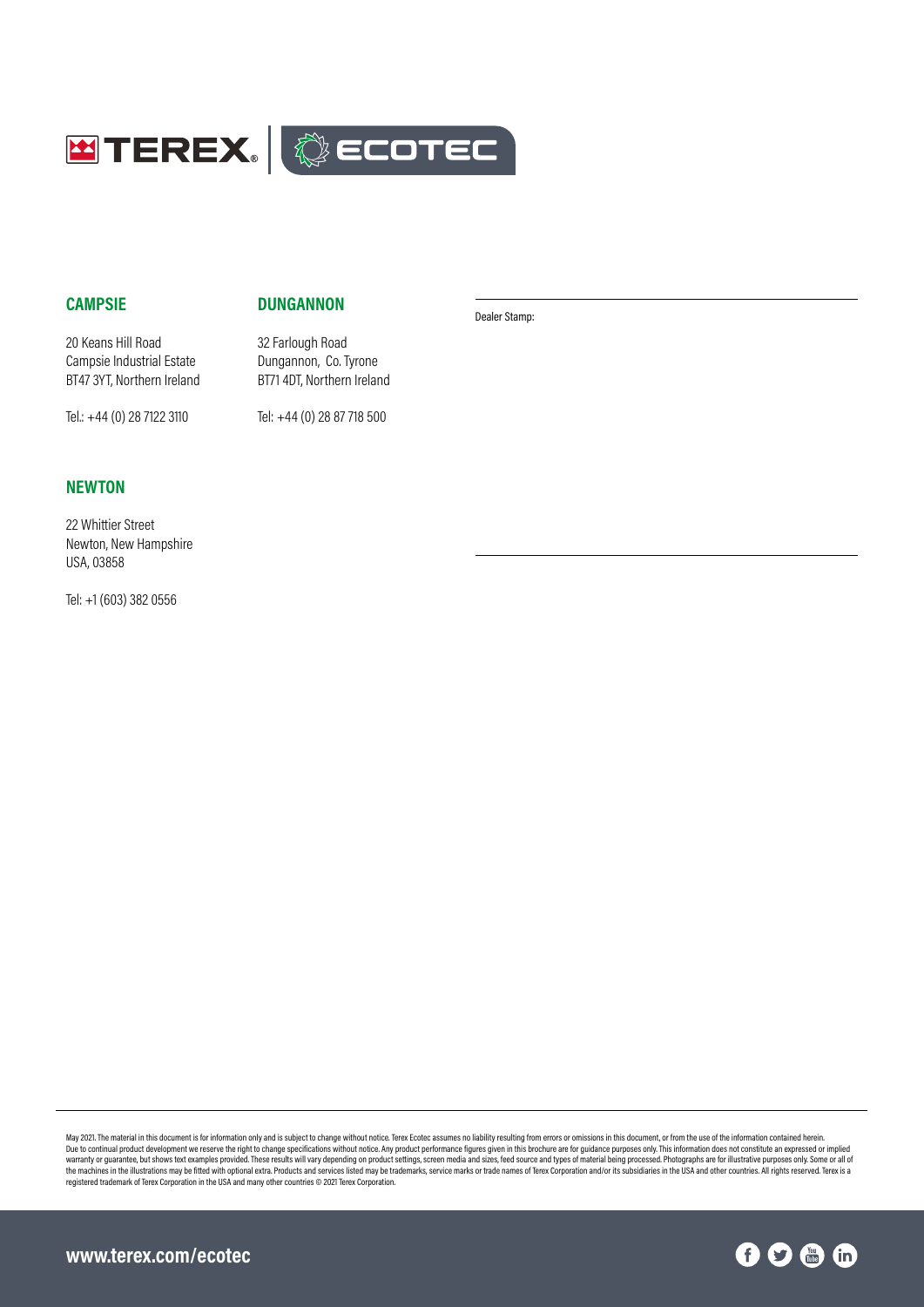## CAMPSIE

20 Keans Hill Road
Campsie Industrial Estate
BT47 3YT, Northern Ireland

Tel.: +44 (0) 28 7122 3110

## DUNGANNON

32 Farlough Road
Dungannon, Co. Tyrone
BT71 4DT, Northern Ireland

Tel: +44 (0) 28 87 718 500

## NEWTON

22 Whittier Street
Newton, New Hampshire
USA, 03858

Tel: +1 (603) 382 0556

Dealer Stamp:

May 2021. The material in this document is for information only and is subject to change without notice. Terex Ecotec assumes no liability resulting from errors or omissions in this document, or from the use of the information contained herein. Due to continual product development we reserve the right to change specifications without notice. Any product performance figures given in this brochure are for guidance purposes only. This information does not constitute an expressed or implied warranty or guarantee, but shows text examples provided. These results will vary depending on product settings, screen media and sizes, feed source and types of material being processed. Photographs are for illustrative purposes only. Some or all of the machines in the illustrations may be fitted with optional extra. Products and services listed may be trademarks, service marks or trade names of Terex Corporation and/or its subsidiaries in the USA and other countries. All rights reserved. Terex is a registered trademark of Terex Corporation in the USA and many other countries © 2021 Terex Corporation.

**www.terex.com/ecotec**